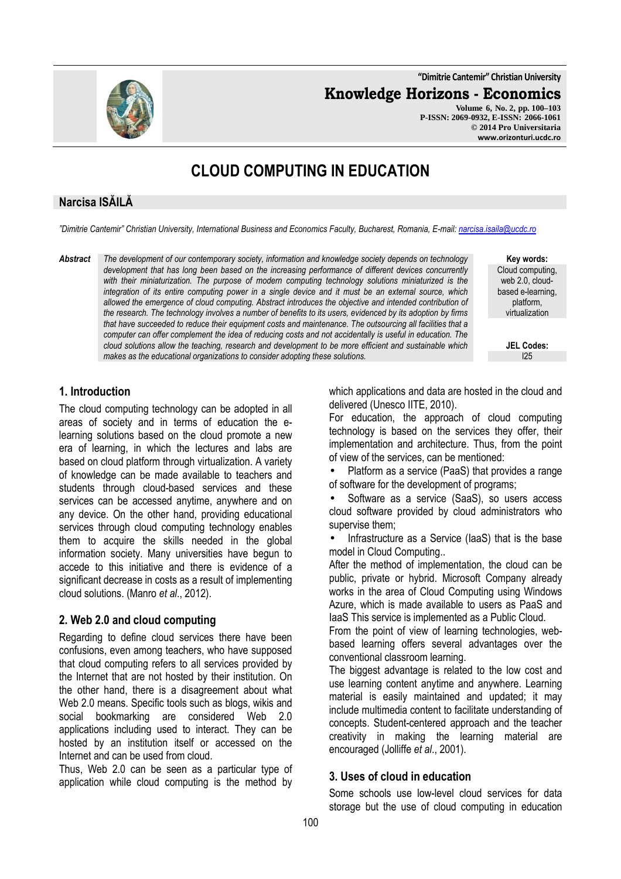# CLOUD COMPUTING IN EDUCATION

## Narcisa ISĂILĂ

*"Dimitrie Cantemir" Christian University, International Business and Economics Faculty, Bucharest, Romania, E-mail: narcisa.isaila@ucdc.ro*

***Abstract*** *The development of our contemporary society, information and knowledge society depends on technology development that has long been based on the increasing performance of different devices concurrently with their miniaturization. The purpose of modern computing technology solutions miniaturized is the integration of its entire computing power in a single device and it must be an external source, which allowed the emergence of cloud computing. Abstract introduces the objective and intended contribution of the research. The technology involves a number of benefits to its users, evidenced by its adoption by firms that have succeeded to reduce their equipment costs and maintenance. The outsourcing all facilities that a computer can offer complement the idea of reducing costs and not accidentally is useful in education. The cloud solutions allow the teaching, research and development to be more efficient and sustainable which makes as the educational organizations to consider adopting these solutions.*

**Key words:** Cloud computing, web 2.0, cloud-based e-learning, platform, virtualization

**JEL Codes:** I25

## 1. Introduction

The cloud computing technology can be adopted in all areas of society and in terms of education the e-learning solutions based on the cloud promote a new era of learning, in which the lectures and labs are based on cloud platform through virtualization. A variety of knowledge can be made available to teachers and students through cloud-based services and these services can be accessed anytime, anywhere and on any device. On the other hand, providing educational services through cloud computing technology enables them to acquire the skills needed in the global information society. Many universities have begun to accede to this initiative and there is evidence of a significant decrease in costs as a result of implementing cloud solutions. (Manro *et al*., 2012).

## 2. Web 2.0 and cloud computing

Regarding to define cloud services there have been confusions, even among teachers, who have supposed that cloud computing refers to all services provided by the Internet that are not hosted by their institution. On the other hand, there is a disagreement about what Web 2.0 means. Specific tools such as blogs, wikis and social bookmarking are considered Web 2.0 applications including used to interact. They can be hosted by an institution itself or accessed on the Internet and can be used from cloud.

Thus, Web 2.0 can be seen as a particular type of application while cloud computing is the method by which applications and data are hosted in the cloud and delivered (Unesco IITE, 2010).

For education, the approach of cloud computing technology is based on the services they offer, their implementation and architecture. Thus, from the point of view of the services, can be mentioned:

- Platform as a service (PaaS) that provides a range of software for the development of programs;
- Software as a service (SaaS), so users access cloud software provided by cloud administrators who supervise them;
- Infrastructure as a Service (IaaS) that is the base model in Cloud Computing..

After the method of implementation, the cloud can be public, private or hybrid. Microsoft Company already works in the area of Cloud Computing using Windows Azure, which is made available to users as PaaS and IaaS This service is implemented as a Public Cloud.

From the point of view of learning technologies, web-based learning offers several advantages over the conventional classroom learning.

The biggest advantage is related to the low cost and use learning content anytime and anywhere. Learning material is easily maintained and updated; it may include multimedia content to facilitate understanding of concepts. Student-centered approach and the teacher creativity in making the learning material are encouraged (Jolliffe *et al*., 2001).

## 3. Uses of cloud in education

Some schools use low-level cloud services for data storage but the use of cloud computing in education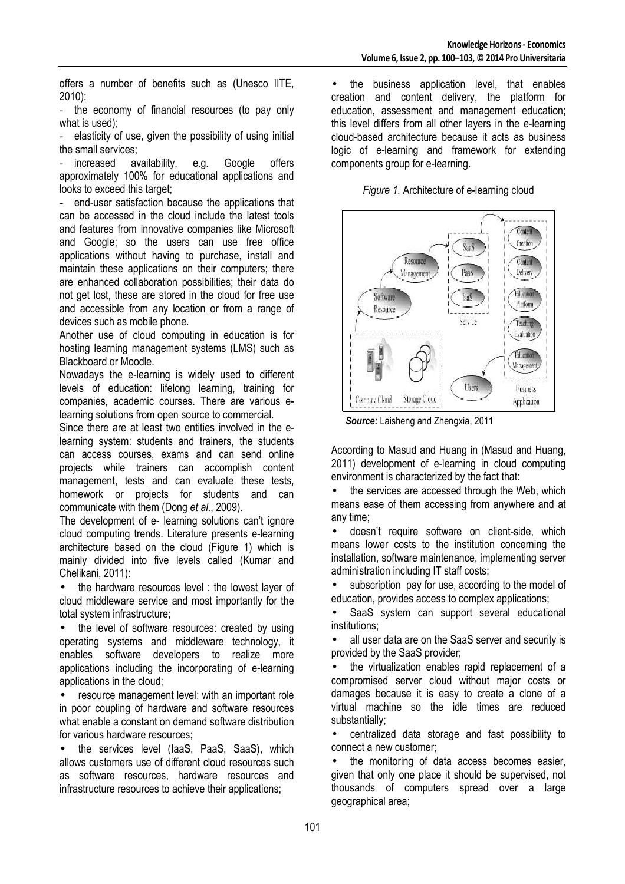offers a number of benefits such as (Unesco IITE, 2010):

- the economy of financial resources (to pay only what is used);
- elasticity of use, given the possibility of using initial the small services;
- increased availability, e.g. Google offers approximately 100% for educational applications and looks to exceed this target;
- end-user satisfaction because the applications that can be accessed in the cloud include the latest tools and features from innovative companies like Microsoft and Google; so the users can use free office applications without having to purchase, install and maintain these applications on their computers; there are enhanced collaboration possibilities; their data do not get lost, these are stored in the cloud for free use and accessible from any location or from a range of devices such as mobile phone.

Another use of cloud computing in education is for hosting learning management systems (LMS) such as Blackboard or Moodle.

Nowadays the e-learning is widely used to different levels of education: lifelong learning, training for companies, academic courses. There are various e-learning solutions from open source to commercial.

Since there are at least two entities involved in the e-learning system: students and trainers, the students can access courses, exams and can send online projects while trainers can accomplish content management, tests and can evaluate these tests, homework or projects for students and can communicate with them (Dong *et al*., 2009).

The development of e- learning solutions can't ignore cloud computing trends. Literature presents e-learning architecture based on the cloud (Figure 1) which is mainly divided into five levels called (Kumar and Chelikani, 2011):

- the hardware resources level : the lowest layer of cloud middleware service and most importantly for the total system infrastructure;
- the level of software resources: created by using operating systems and middleware technology, it enables software developers to realize more applications including the incorporating of e-learning applications in the cloud;
- resource management level: with an important role in poor coupling of hardware and software resources what enable a constant on demand software distribution for various hardware resources;
- the services level (IaaS, PaaS, SaaS), which allows customers use of different cloud resources such as software resources, hardware resources and infrastructure resources to achieve their applications;
- the business application level, that enables creation and content delivery, the platform for education, assessment and management education; this level differs from all other layers in the e-learning cloud-based architecture because it acts as business logic of e-learning and framework for extending components group for e-learning.

*Figure 1.* Architecture of e-learning cloud

***Source:*** Laisheng and Zhengxia, 2011

According to Masud and Huang in (Masud and Huang, 2011) development of e-learning in cloud computing environment is characterized by the fact that:

- the services are accessed through the Web, which means ease of them accessing from anywhere and at any time;
- doesn't require software on client-side, which means lower costs to the institution concerning the installation, software maintenance, implementing server administration including IT staff costs;
- subscription pay for use, according to the model of education, provides access to complex applications;
- SaaS system can support several educational institutions;
- all user data are on the SaaS server and security is provided by the SaaS provider;
- the virtualization enables rapid replacement of a compromised server cloud without major costs or damages because it is easy to create a clone of a virtual machine so the idle times are reduced substantially;
- centralized data storage and fast possibility to connect a new customer;
- the monitoring of data access becomes easier, given that only one place it should be supervised, not thousands of computers spread over a large geographical area;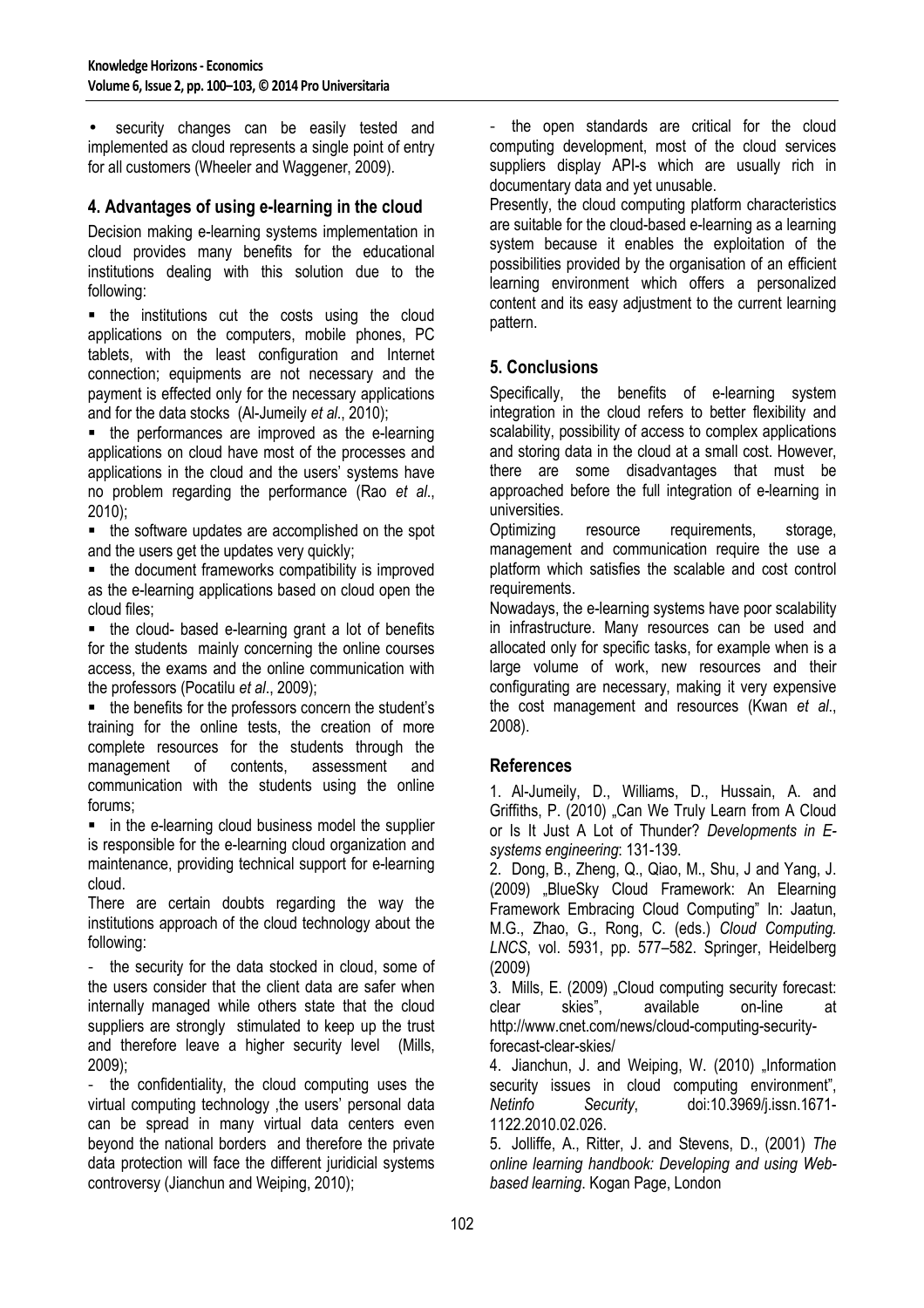- security changes can be easily tested and implemented as cloud represents a single point of entry for all customers (Wheeler and Waggener, 2009).

## 4. Advantages of using e-learning in the cloud

Decision making e-learning systems implementation in cloud provides many benefits for the educational institutions dealing with this solution due to the following:

- the institutions cut the costs using the cloud applications on the computers, mobile phones, PC tablets, with the least configuration and Internet connection; equipments are not necessary and the payment is effected only for the necessary applications and for the data stocks (Al-Jumeily *et al*., 2010);
- the performances are improved as the e-learning applications on cloud have most of the processes and applications in the cloud and the users' systems have no problem regarding the performance (Rao *et al*., 2010);
- the software updates are accomplished on the spot and the users get the updates very quickly;
- the document frameworks compatibility is improved as the e-learning applications based on cloud open the cloud files;
- the cloud- based e-learning grant a lot of benefits for the students mainly concerning the online courses access, the exams and the online communication with the professors (Pocatilu *et al*., 2009);
- the benefits for the professors concern the student's training for the online tests, the creation of more complete resources for the students through the management of contents, assessment and communication with the students using the online forums;
- in the e-learning cloud business model the supplier is responsible for the e-learning cloud organization and maintenance, providing technical support for e-learning cloud.

There are certain doubts regarding the way the institutions approach of the cloud technology about the following:

- the security for the data stocked in cloud, some of the users consider that the client data are safer when internally managed while others state that the cloud suppliers are strongly stimulated to keep up the trust and therefore leave a higher security level (Mills, 2009);
- the confidentiality, the cloud computing uses the virtual computing technology ,the users' personal data can be spread in many virtual data centers even beyond the national borders and therefore the private data protection will face the different juridicial systems controversy (Jianchun and Weiping, 2010);
- the open standards are critical for the cloud computing development, most of the cloud services suppliers display API-s which are usually rich in documentary data and yet unusable.

Presently, the cloud computing platform characteristics are suitable for the cloud-based e-learning as a learning system because it enables the exploitation of the possibilities provided by the organisation of an efficient learning environment which offers a personalized content and its easy adjustment to the current learning pattern.

## 5. Conclusions

Specifically, the benefits of e-learning system integration in the cloud refers to better flexibility and scalability, possibility of access to complex applications and storing data in the cloud at a small cost. However, there are some disadvantages that must be approached before the full integration of e-learning in universities.

Optimizing resource requirements, storage, management and communication require the use a platform which satisfies the scalable and cost control requirements.

Nowadays, the e-learning systems have poor scalability in infrastructure. Many resources can be used and allocated only for specific tasks, for example when is a large volume of work, new resources and their configurating are necessary, making it very expensive the cost management and resources (Kwan *et al*., 2008).

## References

1. Al-Jumeily, D., Williams, D., Hussain, A. and Griffiths, P. (2010) „Can We Truly Learn from A Cloud or Is It Just A Lot of Thunder? *Developments in E-systems engineering*: 131-139.
2. Dong, B., Zheng, Q., Qiao, M., Shu, J and Yang, J. (2009) „BlueSky Cloud Framework: An Elearning Framework Embracing Cloud Computing" In: Jaatun, M.G., Zhao, G., Rong, C. (eds.) *Cloud Computing. LNCS*, vol. 5931, pp. 577–582. Springer, Heidelberg (2009)
3. Mills, E. (2009) „Cloud computing security forecast: clear skies", available on-line at http://www.cnet.com/news/cloud-computing-security-forecast-clear-skies/
4. Jianchun, J. and Weiping, W. (2010) „Information security issues in cloud computing environment", *Netinfo Security*, doi:10.3969/j.issn.1671-1122.2010.02.026.
5. Jolliffe, A., Ritter, J. and Stevens, D., (2001) *The online learning handbook: Developing and using Web-based learning*. Kogan Page, London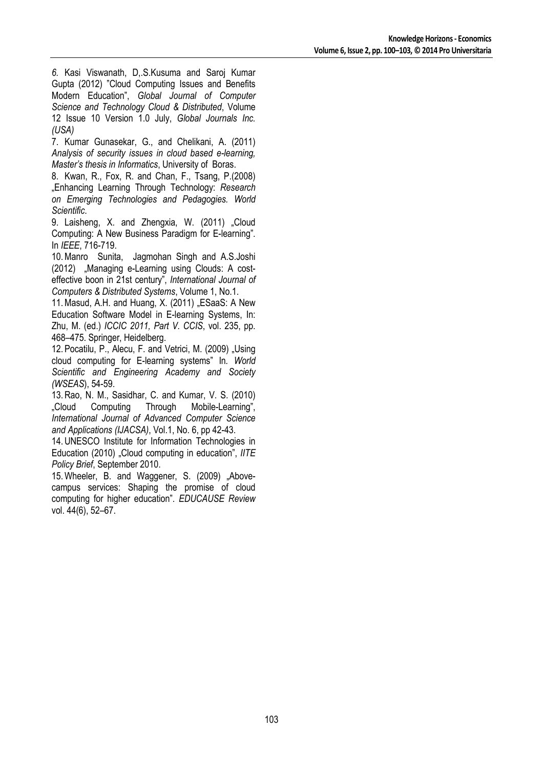*6.* Kasi Viswanath, D,.S.Kusuma and Saroj Kumar Gupta (2012) "Cloud Computing Issues and Benefits Modern Education", *Global Journal of Computer Science and Technology Cloud & Distributed*, Volume 12 Issue 10 Version 1.0 July, *Global Journals Inc. (USA)*

7. Kumar Gunasekar, G., and Chelikani, A. (2011) *Analysis of security issues in cloud based e-learning, Master's thesis in Informatics*, University of Boras.

8. Kwan, R., Fox, R. and Chan, F., Tsang, P.(2008) „Enhancing Learning Through Technology: *Research on Emerging Technologies and Pedagogies. World Scientific*.

9. Laisheng, X. and Zhengxia, W. (2011) „Cloud Computing: A New Business Paradigm for E-learning". In *IEEE*, 716-719.

10. Manro Sunita, Jagmohan Singh and A.S.Joshi (2012) „Managing e-Learning using Clouds: A cost-effective boon in 21st century", *International Journal of Computers & Distributed Systems*, Volume 1, No.1.

11. Masud, A.H. and Huang, X. (2011) „ESaaS: A New Education Software Model in E-learning Systems, In: Zhu, M. (ed.) *ICCIC 2011, Part V. CCIS*, vol. 235, pp. 468–475. Springer, Heidelberg.

12. Pocatilu, P., Alecu, F. and Vetrici, M. (2009) „Using cloud computing for E-learning systems" In. *World Scientific and Engineering Academy and Society (WSEAS*), 54-59.

13. Rao, N. M., Sasidhar, C. and Kumar, V. S. (2010) „Cloud Computing Through Mobile-Learning", *International Journal of Advanced Computer Science and Applications (IJACSA)*, Vol.1, No. 6, pp 42-43.

14. UNESCO Institute for Information Technologies in Education (2010) „Cloud computing in education", *IITE Policy Brief*, September 2010.

15. Wheeler, B. and Waggener, S. (2009) „Above-campus services: Shaping the promise of cloud computing for higher education". *EDUCAUSE Review* vol. 44(6), 52–67.